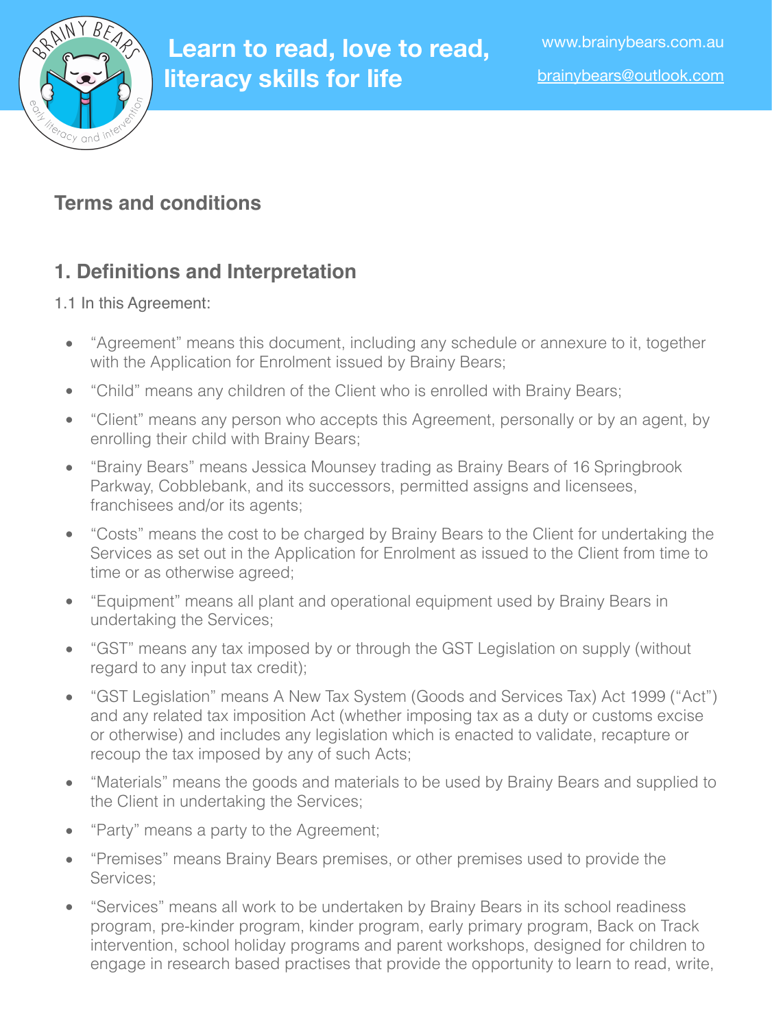**Learn to read, love to read, literacy skills for life**

www.brainybears.com.au

brainybears@outlook.com

## Terms and conditions

## 1. Definitions and Interpretation

1.1 In this Agreement:

- "Agreement" means this document, including any schedule or annexure to it, together with the Application for Enrolment issued by Brainy Bears;
- "Child" means any children of the Client who is enrolled with Brainy Bears;
- "Client" means any person who accepts this Agreement, personally or by an agent, by enrolling their child with Brainy Bears;
- "Brainy Bears" means Jessica Mounsey trading as Brainy Bears of 16 Springbrook Parkway, Cobblebank, and its successors, permitted assigns and licensees, franchisees and/or its agents;
- "Costs" means the cost to be charged by Brainy Bears to the Client for undertaking the Services as set out in the Application for Enrolment as issued to the Client from time to time or as otherwise agreed;
- "Equipment" means all plant and operational equipment used by Brainy Bears in undertaking the Services;
- "GST" means any tax imposed by or through the GST Legislation on supply (without regard to any input tax credit);
- "GST Legislation" means A New Tax System (Goods and Services Tax) Act 1999 ("Act") and any related tax imposition Act (whether imposing tax as a duty or customs excise or otherwise) and includes any legislation which is enacted to validate, recapture or recoup the tax imposed by any of such Acts;
- "Materials" means the goods and materials to be used by Brainy Bears and supplied to the Client in undertaking the Services;
- "Party" means a party to the Agreement;
- "Premises" means Brainy Bears premises, or other premises used to provide the Services;
- "Services" means all work to be undertaken by Brainy Bears in its school readiness program, pre-kinder program, kinder program, early primary program, Back on Track intervention, school holiday programs and parent workshops, designed for children to engage in research based practises that provide the opportunity to learn to read, write,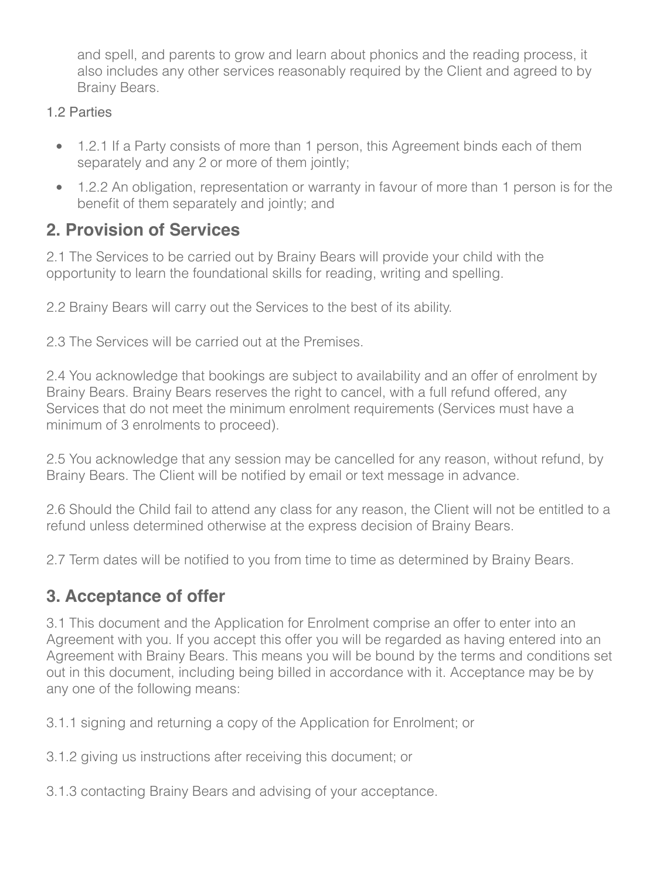and spell, and parents to grow and learn about phonics and the reading process, it also includes any other services reasonably required by the Client and agreed to by Brainy Bears.

1.2 Parties

- 1.2.1 If a Party consists of more than 1 person, this Agreement binds each of them separately and any 2 or more of them jointly;
- 1.2.2 An obligation, representation or warranty in favour of more than 1 person is for the benefit of them separately and jointly; and

## 2. Provision of Services

2.1 The Services to be carried out by Brainy Bears will provide your child with the opportunity to learn the foundational skills for reading, writing and spelling.

2.2 Brainy Bears will carry out the Services to the best of its ability.

2.3 The Services will be carried out at the Premises.

2.4 You acknowledge that bookings are subject to availability and an offer of enrolment by Brainy Bears. Brainy Bears reserves the right to cancel, with a full refund offered, any Services that do not meet the minimum enrolment requirements (Services must have a minimum of 3 enrolments to proceed).

2.5 You acknowledge that any session may be cancelled for any reason, without refund, by Brainy Bears. The Client will be notified by email or text message in advance.

2.6 Should the Child fail to attend any class for any reason, the Client will not be entitled to a refund unless determined otherwise at the express decision of Brainy Bears.

2.7 Term dates will be notified to you from time to time as determined by Brainy Bears.

## 3. Acceptance of offer

3.1 This document and the Application for Enrolment comprise an offer to enter into an Agreement with you. If you accept this offer you will be regarded as having entered into an Agreement with Brainy Bears. This means you will be bound by the terms and conditions set out in this document, including being billed in accordance with it. Acceptance may be by any one of the following means:

3.1.1 signing and returning a copy of the Application for Enrolment; or

3.1.2 giving us instructions after receiving this document; or

3.1.3 contacting Brainy Bears and advising of your acceptance.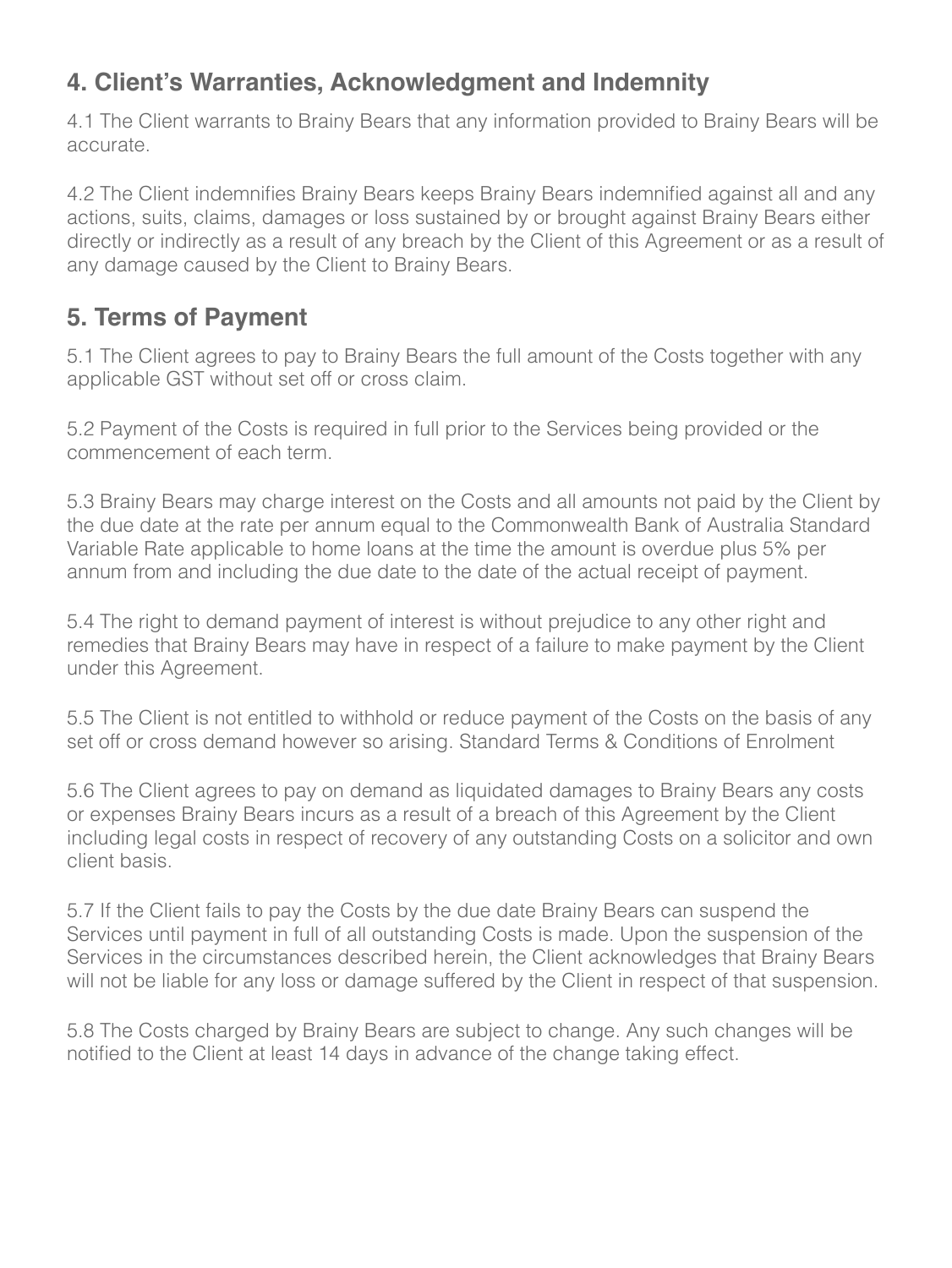## 4. Client's Warranties, Acknowledgment and Indemnity

4.1 The Client warrants to Brainy Bears that any information provided to Brainy Bears will be accurate.

4.2 The Client indemnifies Brainy Bears keeps Brainy Bears indemnified against all and any actions, suits, claims, damages or loss sustained by or brought against Brainy Bears either directly or indirectly as a result of any breach by the Client of this Agreement or as a result of any damage caused by the Client to Brainy Bears.

## 5. Terms of Payment

5.1 The Client agrees to pay to Brainy Bears the full amount of the Costs together with any applicable GST without set off or cross claim.

5.2 Payment of the Costs is required in full prior to the Services being provided or the commencement of each term.

5.3 Brainy Bears may charge interest on the Costs and all amounts not paid by the Client by the due date at the rate per annum equal to the Commonwealth Bank of Australia Standard Variable Rate applicable to home loans at the time the amount is overdue plus 5% per annum from and including the due date to the date of the actual receipt of payment.

5.4 The right to demand payment of interest is without prejudice to any other right and remedies that Brainy Bears may have in respect of a failure to make payment by the Client under this Agreement.

5.5 The Client is not entitled to withhold or reduce payment of the Costs on the basis of any set off or cross demand however so arising. Standard Terms & Conditions of Enrolment

5.6 The Client agrees to pay on demand as liquidated damages to Brainy Bears any costs or expenses Brainy Bears incurs as a result of a breach of this Agreement by the Client including legal costs in respect of recovery of any outstanding Costs on a solicitor and own client basis.

5.7 If the Client fails to pay the Costs by the due date Brainy Bears can suspend the Services until payment in full of all outstanding Costs is made. Upon the suspension of the Services in the circumstances described herein, the Client acknowledges that Brainy Bears will not be liable for any loss or damage suffered by the Client in respect of that suspension.

5.8 The Costs charged by Brainy Bears are subject to change. Any such changes will be notified to the Client at least 14 days in advance of the change taking effect.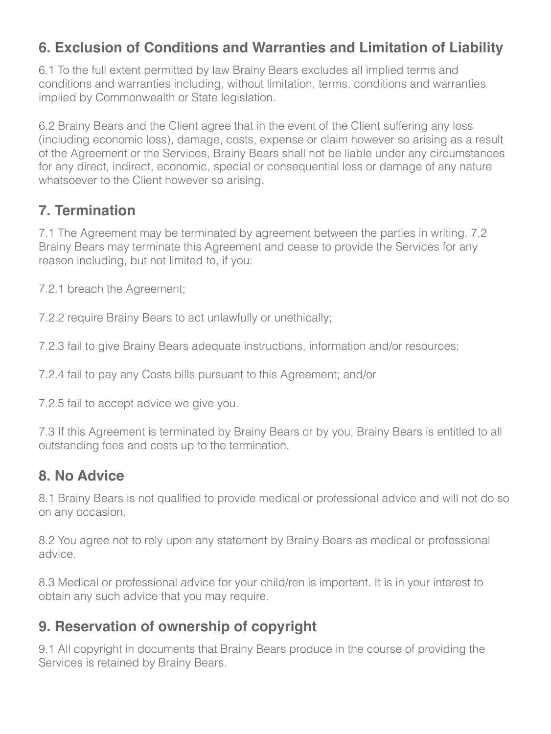## 6. Exclusion of Conditions and Warranties and Limitation of Liability

6.1 To the full extent permitted by law Brainy Bears excludes all implied terms and conditions and warranties including, without limitation, terms, conditions and warranties implied by Commonwealth or State legislation.

6.2 Brainy Bears and the Client agree that in the event of the Client suffering any loss (including economic loss), damage, costs, expense or claim however so arising as a result of the Agreement or the Services, Brainy Bears shall not be liable under any circumstances for any direct, indirect, economic, special or consequential loss or damage of any nature whatsoever to the Client however so arising.

## 7. Termination

7.1 The Agreement may be terminated by agreement between the parties in writing. 7.2 Brainy Bears may terminate this Agreement and cease to provide the Services for any reason including, but not limited to, if you:

7.2.1 breach the Agreement;

7.2.2 require Brainy Bears to act unlawfully or unethically;

7.2.3 fail to give Brainy Bears adequate instructions, information and/or resources;

7.2.4 fail to pay any Costs bills pursuant to this Agreement; and/or

7.2.5 fail to accept advice we give you.

7.3 If this Agreement is terminated by Brainy Bears or by you, Brainy Bears is entitled to all outstanding fees and costs up to the termination.

## 8. No Advice

8.1 Brainy Bears is not qualified to provide medical or professional advice and will not do so on any occasion.

8.2 You agree not to rely upon any statement by Brainy Bears as medical or professional advice.

8.3 Medical or professional advice for your child/ren is important. It is in your interest to obtain any such advice that you may require.

## 9. Reservation of ownership of copyright

9.1 All copyright in documents that Brainy Bears produce in the course of providing the Services is retained by Brainy Bears.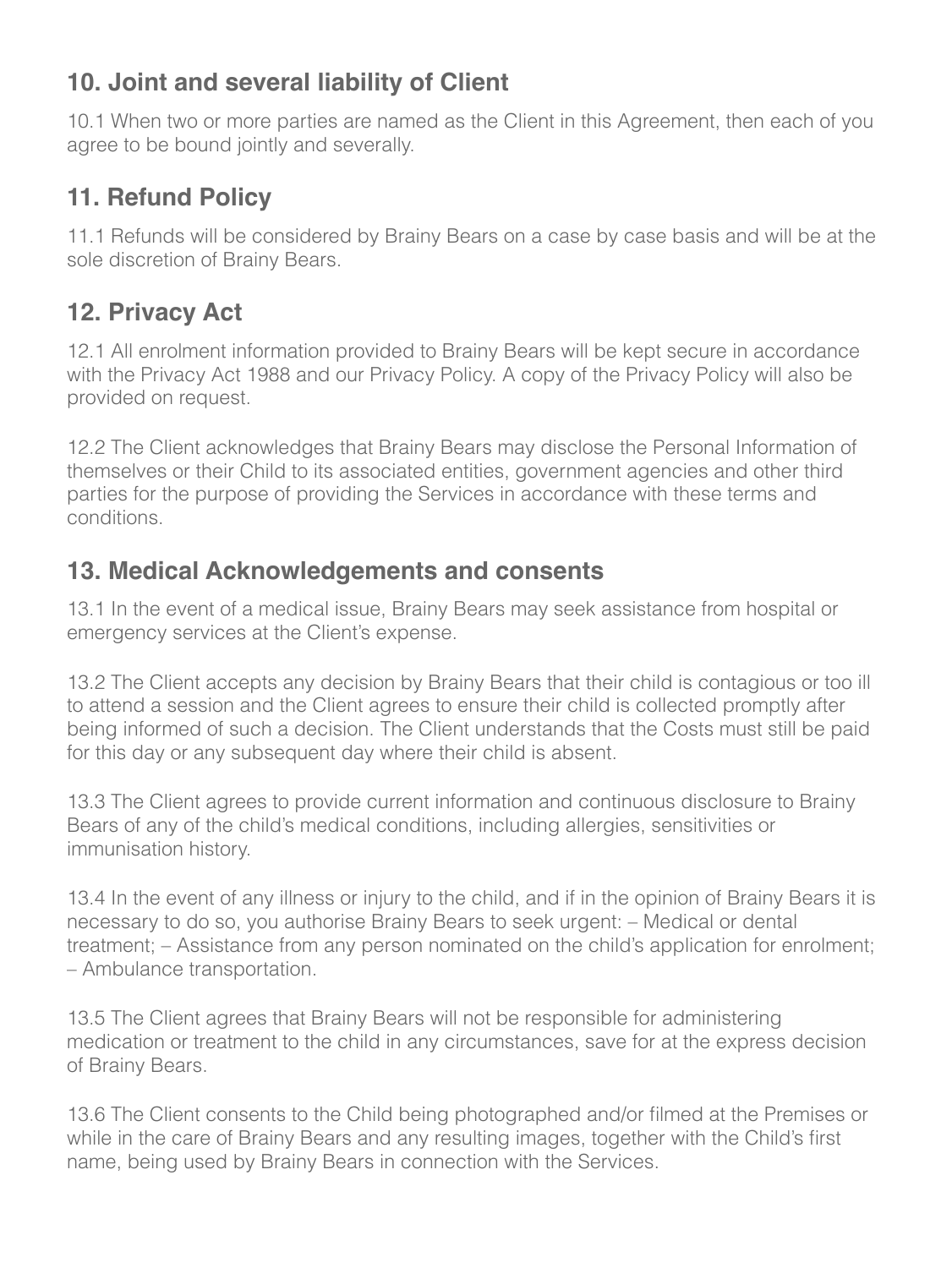## 10. Joint and several liability of Client

10.1 When two or more parties are named as the Client in this Agreement, then each of you agree to be bound jointly and severally.

## 11. Refund Policy

11.1 Refunds will be considered by Brainy Bears on a case by case basis and will be at the sole discretion of Brainy Bears.

## 12. Privacy Act

12.1 All enrolment information provided to Brainy Bears will be kept secure in accordance with the Privacy Act 1988 and our Privacy Policy. A copy of the Privacy Policy will also be provided on request.

12.2 The Client acknowledges that Brainy Bears may disclose the Personal Information of themselves or their Child to its associated entities, government agencies and other third parties for the purpose of providing the Services in accordance with these terms and conditions.

## 13. Medical Acknowledgements and consents

13.1 In the event of a medical issue, Brainy Bears may seek assistance from hospital or emergency services at the Client's expense.

13.2 The Client accepts any decision by Brainy Bears that their child is contagious or too ill to attend a session and the Client agrees to ensure their child is collected promptly after being informed of such a decision. The Client understands that the Costs must still be paid for this day or any subsequent day where their child is absent.

13.3 The Client agrees to provide current information and continuous disclosure to Brainy Bears of any of the child's medical conditions, including allergies, sensitivities or immunisation history.

13.4 In the event of any illness or injury to the child, and if in the opinion of Brainy Bears it is necessary to do so, you authorise Brainy Bears to seek urgent: – Medical or dental treatment; – Assistance from any person nominated on the child's application for enrolment; – Ambulance transportation.

13.5 The Client agrees that Brainy Bears will not be responsible for administering medication or treatment to the child in any circumstances, save for at the express decision of Brainy Bears.

13.6 The Client consents to the Child being photographed and/or filmed at the Premises or while in the care of Brainy Bears and any resulting images, together with the Child's first name, being used by Brainy Bears in connection with the Services.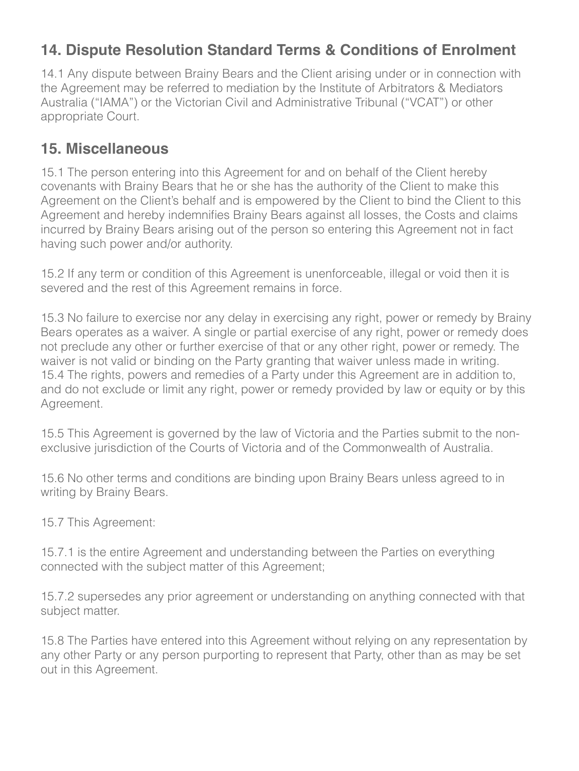## 14. Dispute Resolution Standard Terms & Conditions of Enrolment

14.1 Any dispute between Brainy Bears and the Client arising under or in connection with the Agreement may be referred to mediation by the Institute of Arbitrators & Mediators Australia ("IAMA") or the Victorian Civil and Administrative Tribunal ("VCAT") or other appropriate Court.

## 15. Miscellaneous

15.1 The person entering into this Agreement for and on behalf of the Client hereby covenants with Brainy Bears that he or she has the authority of the Client to make this Agreement on the Client's behalf and is empowered by the Client to bind the Client to this Agreement and hereby indemnifies Brainy Bears against all losses, the Costs and claims incurred by Brainy Bears arising out of the person so entering this Agreement not in fact having such power and/or authority.

15.2 If any term or condition of this Agreement is unenforceable, illegal or void then it is severed and the rest of this Agreement remains in force.

15.3 No failure to exercise nor any delay in exercising any right, power or remedy by Brainy Bears operates as a waiver. A single or partial exercise of any right, power or remedy does not preclude any other or further exercise of that or any other right, power or remedy. The waiver is not valid or binding on the Party granting that waiver unless made in writing.
15.4 The rights, powers and remedies of a Party under this Agreement are in addition to, and do not exclude or limit any right, power or remedy provided by law or equity or by this Agreement.

15.5 This Agreement is governed by the law of Victoria and the Parties submit to the non-exclusive jurisdiction of the Courts of Victoria and of the Commonwealth of Australia.

15.6 No other terms and conditions are binding upon Brainy Bears unless agreed to in writing by Brainy Bears.

15.7 This Agreement:

15.7.1 is the entire Agreement and understanding between the Parties on everything connected with the subject matter of this Agreement;

15.7.2 supersedes any prior agreement or understanding on anything connected with that subject matter.

15.8 The Parties have entered into this Agreement without relying on any representation by any other Party or any person purporting to represent that Party, other than as may be set out in this Agreement.